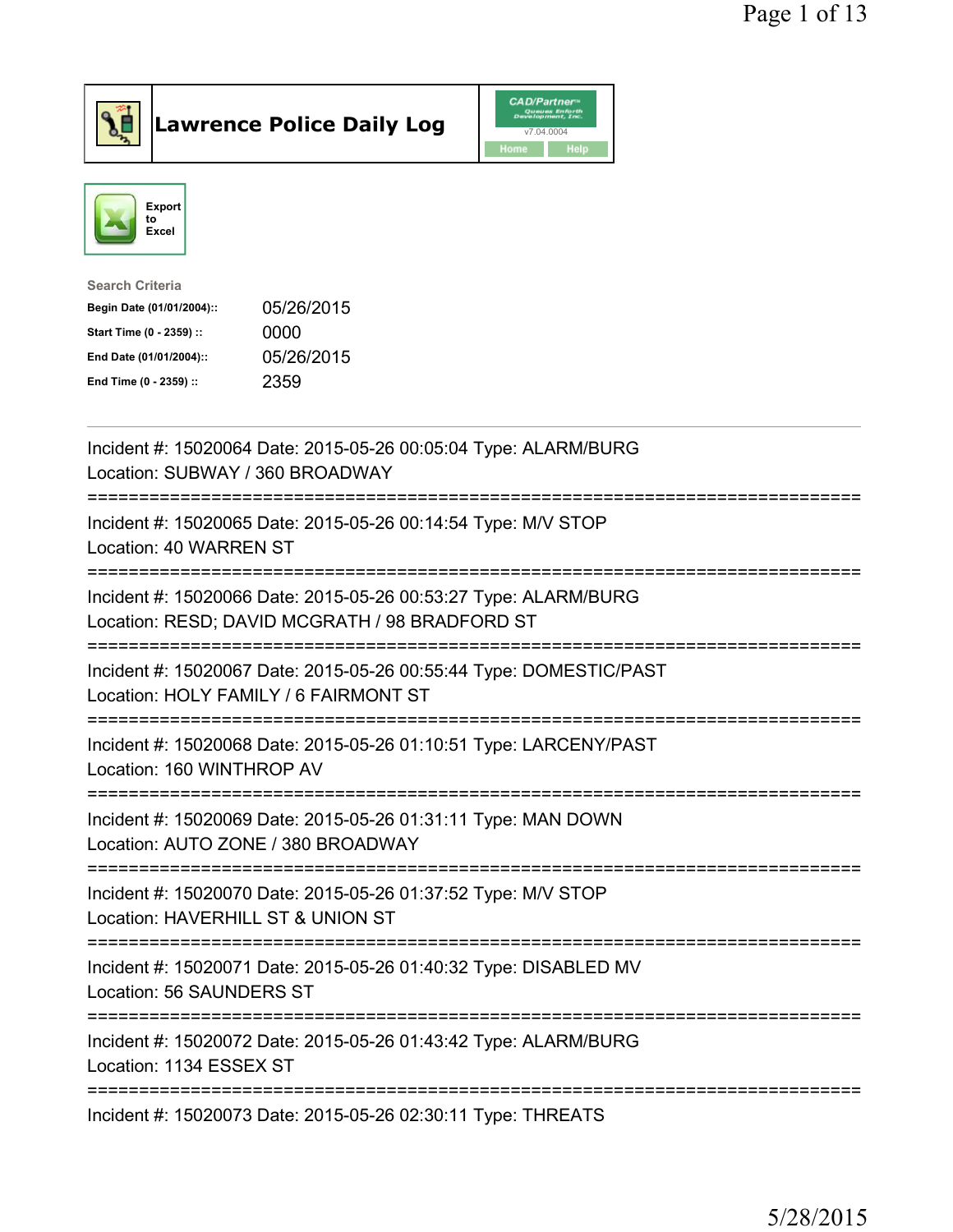# Lawrence Police Daily Log

Export to Excel

**Search Criteria**

| | |
|---|---|
| **Begin Date (01/01/2004)::** | 05/26/2015 |
| **Start Time (0 - 2359) ::** | 0000 |
| **End Date (01/01/2004)::** | 05/26/2015 |
| **End Time (0 - 2359) ::** | 2359 |

---

Incident #: 15020064 Date: 2015-05-26 00:05:04 Type: ALARM/BURG
Location: SUBWAY / 360 BROADWAY

===========================================================================

Incident #: 15020065 Date: 2015-05-26 00:14:54 Type: M/V STOP
Location: 40 WARREN ST

===========================================================================

Incident #: 15020066 Date: 2015-05-26 00:53:27 Type: ALARM/BURG
Location: RESD; DAVID MCGRATH / 98 BRADFORD ST

===========================================================================

Incident #: 15020067 Date: 2015-05-26 00:55:44 Type: DOMESTIC/PAST
Location: HOLY FAMILY / 6 FAIRMONT ST

===========================================================================

Incident #: 15020068 Date: 2015-05-26 01:10:51 Type: LARCENY/PAST
Location: 160 WINTHROP AV

===========================================================================

Incident #: 15020069 Date: 2015-05-26 01:31:11 Type: MAN DOWN
Location: AUTO ZONE / 380 BROADWAY

===========================================================================

Incident #: 15020070 Date: 2015-05-26 01:37:52 Type: M/V STOP
Location: HAVERHILL ST & UNION ST

===========================================================================

Incident #: 15020071 Date: 2015-05-26 01:40:32 Type: DISABLED MV
Location: 56 SAUNDERS ST

===========================================================================

Incident #: 15020072 Date: 2015-05-26 01:43:42 Type: ALARM/BURG
Location: 1134 ESSEX ST

===========================================================================

Incident #: 15020073 Date: 2015-05-26 02:30:11 Type: THREATS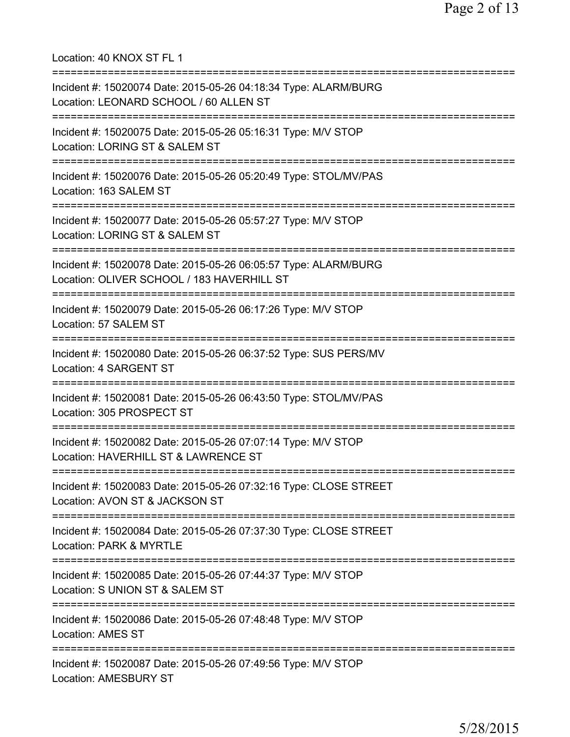Location: 40 KNOX ST FL 1

===========================================================================

Incident #: 15020074 Date: 2015-05-26 04:18:34 Type: ALARM/BURG
Location: LEONARD SCHOOL / 60 ALLEN ST

===========================================================================

Incident #: 15020075 Date: 2015-05-26 05:16:31 Type: M/V STOP
Location: LORING ST & SALEM ST

===========================================================================

Incident #: 15020076 Date: 2015-05-26 05:20:49 Type: STOL/MV/PAS
Location: 163 SALEM ST

===========================================================================

Incident #: 15020077 Date: 2015-05-26 05:57:27 Type: M/V STOP
Location: LORING ST & SALEM ST

===========================================================================

Incident #: 15020078 Date: 2015-05-26 06:05:57 Type: ALARM/BURG
Location: OLIVER SCHOOL / 183 HAVERHILL ST

===========================================================================

Incident #: 15020079 Date: 2015-05-26 06:17:26 Type: M/V STOP
Location: 57 SALEM ST

===========================================================================

Incident #: 15020080 Date: 2015-05-26 06:37:52 Type: SUS PERS/MV
Location: 4 SARGENT ST

===========================================================================

Incident #: 15020081 Date: 2015-05-26 06:43:50 Type: STOL/MV/PAS
Location: 305 PROSPECT ST

===========================================================================

Incident #: 15020082 Date: 2015-05-26 07:07:14 Type: M/V STOP
Location: HAVERHILL ST & LAWRENCE ST

===========================================================================

Incident #: 15020083 Date: 2015-05-26 07:32:16 Type: CLOSE STREET
Location: AVON ST & JACKSON ST

===========================================================================

Incident #: 15020084 Date: 2015-05-26 07:37:30 Type: CLOSE STREET
Location: PARK & MYRTLE

===========================================================================

Incident #: 15020085 Date: 2015-05-26 07:44:37 Type: M/V STOP
Location: S UNION ST & SALEM ST

===========================================================================

Incident #: 15020086 Date: 2015-05-26 07:48:48 Type: M/V STOP
Location: AMES ST

===========================================================================

Incident #: 15020087 Date: 2015-05-26 07:49:56 Type: M/V STOP
Location: AMESBURY ST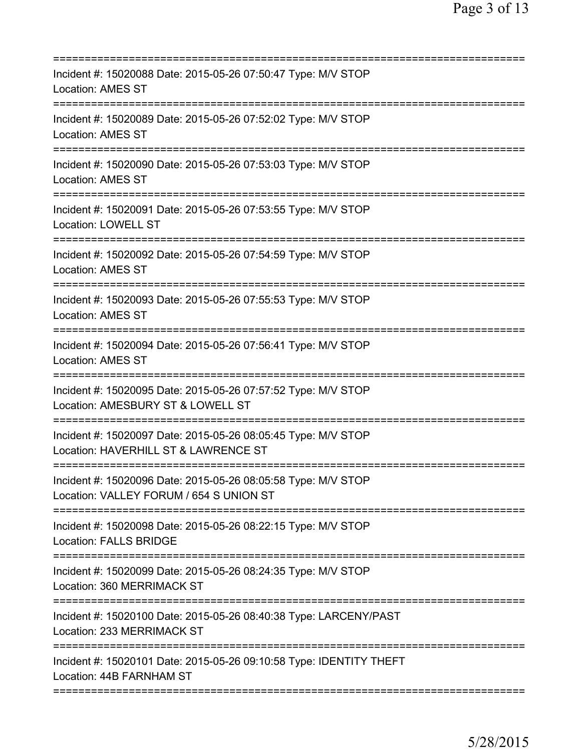===========================================================================
Incident #: 15020088 Date: 2015-05-26 07:50:47 Type: M/V STOP
Location: AMES ST
===========================================================================
Incident #: 15020089 Date: 2015-05-26 07:52:02 Type: M/V STOP
Location: AMES ST
===========================================================================
Incident #: 15020090 Date: 2015-05-26 07:53:03 Type: M/V STOP
Location: AMES ST
===========================================================================
Incident #: 15020091 Date: 2015-05-26 07:53:55 Type: M/V STOP
Location: LOWELL ST
===========================================================================
Incident #: 15020092 Date: 2015-05-26 07:54:59 Type: M/V STOP
Location: AMES ST
===========================================================================
Incident #: 15020093 Date: 2015-05-26 07:55:53 Type: M/V STOP
Location: AMES ST
===========================================================================
Incident #: 15020094 Date: 2015-05-26 07:56:41 Type: M/V STOP
Location: AMES ST
===========================================================================
Incident #: 15020095 Date: 2015-05-26 07:57:52 Type: M/V STOP
Location: AMESBURY ST & LOWELL ST
===========================================================================
Incident #: 15020097 Date: 2015-05-26 08:05:45 Type: M/V STOP
Location: HAVERHILL ST & LAWRENCE ST
===========================================================================
Incident #: 15020096 Date: 2015-05-26 08:05:58 Type: M/V STOP
Location: VALLEY FORUM / 654 S UNION ST
===========================================================================
Incident #: 15020098 Date: 2015-05-26 08:22:15 Type: M/V STOP
Location: FALLS BRIDGE
===========================================================================
Incident #: 15020099 Date: 2015-05-26 08:24:35 Type: M/V STOP
Location: 360 MERRIMACK ST
===========================================================================
Incident #: 15020100 Date: 2015-05-26 08:40:38 Type: LARCENY/PAST
Location: 233 MERRIMACK ST
===========================================================================
Incident #: 15020101 Date: 2015-05-26 09:10:58 Type: IDENTITY THEFT
Location: 44B FARNHAM ST
===========================================================================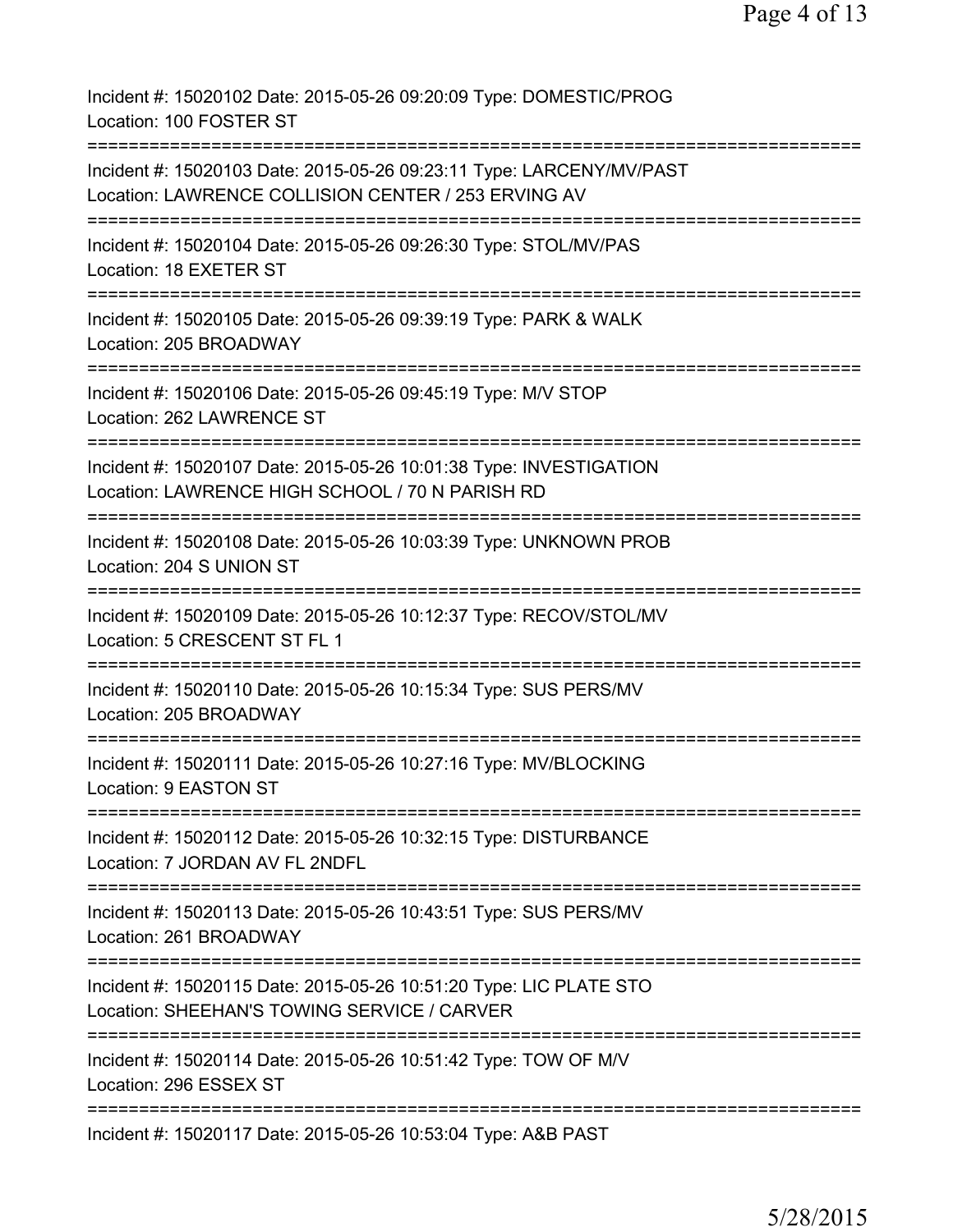Incident #: 15020102 Date: 2015-05-26 09:20:09 Type: DOMESTIC/PROG
Location: 100 FOSTER ST

===========================================================================

Incident #: 15020103 Date: 2015-05-26 09:23:11 Type: LARCENY/MV/PAST
Location: LAWRENCE COLLISION CENTER / 253 ERVING AV

===========================================================================

Incident #: 15020104 Date: 2015-05-26 09:26:30 Type: STOL/MV/PAS
Location: 18 EXETER ST

===========================================================================

Incident #: 15020105 Date: 2015-05-26 09:39:19 Type: PARK & WALK
Location: 205 BROADWAY

===========================================================================

Incident #: 15020106 Date: 2015-05-26 09:45:19 Type: M/V STOP
Location: 262 LAWRENCE ST

===========================================================================

Incident #: 15020107 Date: 2015-05-26 10:01:38 Type: INVESTIGATION
Location: LAWRENCE HIGH SCHOOL / 70 N PARISH RD

===========================================================================

Incident #: 15020108 Date: 2015-05-26 10:03:39 Type: UNKNOWN PROB
Location: 204 S UNION ST

===========================================================================

Incident #: 15020109 Date: 2015-05-26 10:12:37 Type: RECOV/STOL/MV
Location: 5 CRESCENT ST FL 1

===========================================================================

Incident #: 15020110 Date: 2015-05-26 10:15:34 Type: SUS PERS/MV
Location: 205 BROADWAY

===========================================================================

Incident #: 15020111 Date: 2015-05-26 10:27:16 Type: MV/BLOCKING
Location: 9 EASTON ST

===========================================================================

Incident #: 15020112 Date: 2015-05-26 10:32:15 Type: DISTURBANCE
Location: 7 JORDAN AV FL 2NDFL

===========================================================================

Incident #: 15020113 Date: 2015-05-26 10:43:51 Type: SUS PERS/MV
Location: 261 BROADWAY

===========================================================================

Incident #: 15020115 Date: 2015-05-26 10:51:20 Type: LIC PLATE STO
Location: SHEEHAN'S TOWING SERVICE / CARVER

===========================================================================

Incident #: 15020114 Date: 2015-05-26 10:51:42 Type: TOW OF M/V
Location: 296 ESSEX ST

===========================================================================

Incident #: 15020117 Date: 2015-05-26 10:53:04 Type: A&B PAST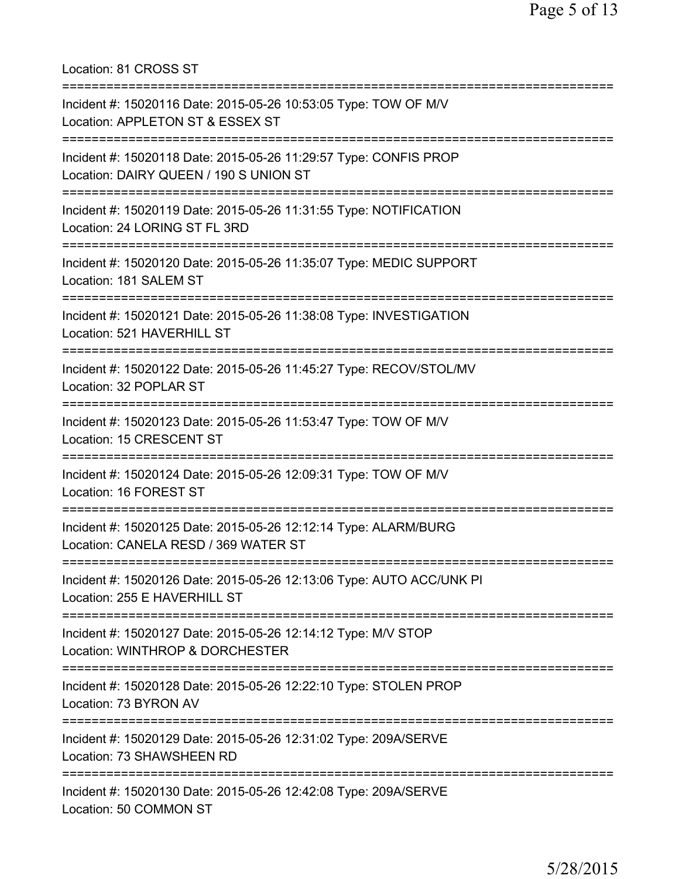Location: 81 CROSS ST

===========================================================================

Incident #: 15020116 Date: 2015-05-26 10:53:05 Type: TOW OF M/V
Location: APPLETON ST & ESSEX ST

===========================================================================

Incident #: 15020118 Date: 2015-05-26 11:29:57 Type: CONFIS PROP
Location: DAIRY QUEEN / 190 S UNION ST

===========================================================================

Incident #: 15020119 Date: 2015-05-26 11:31:55 Type: NOTIFICATION
Location: 24 LORING ST FL 3RD

===========================================================================

Incident #: 15020120 Date: 2015-05-26 11:35:07 Type: MEDIC SUPPORT
Location: 181 SALEM ST

===========================================================================

Incident #: 15020121 Date: 2015-05-26 11:38:08 Type: INVESTIGATION
Location: 521 HAVERHILL ST

===========================================================================

Incident #: 15020122 Date: 2015-05-26 11:45:27 Type: RECOV/STOL/MV
Location: 32 POPLAR ST

===========================================================================

Incident #: 15020123 Date: 2015-05-26 11:53:47 Type: TOW OF M/V
Location: 15 CRESCENT ST

===========================================================================

Incident #: 15020124 Date: 2015-05-26 12:09:31 Type: TOW OF M/V
Location: 16 FOREST ST

===========================================================================

Incident #: 15020125 Date: 2015-05-26 12:12:14 Type: ALARM/BURG
Location: CANELA RESD / 369 WATER ST

===========================================================================

Incident #: 15020126 Date: 2015-05-26 12:13:06 Type: AUTO ACC/UNK PI
Location: 255 E HAVERHILL ST

===========================================================================

Incident #: 15020127 Date: 2015-05-26 12:14:12 Type: M/V STOP
Location: WINTHROP & DORCHESTER

===========================================================================

Incident #: 15020128 Date: 2015-05-26 12:22:10 Type: STOLEN PROP
Location: 73 BYRON AV

===========================================================================

Incident #: 15020129 Date: 2015-05-26 12:31:02 Type: 209A/SERVE
Location: 73 SHAWSHEEN RD

===========================================================================

Incident #: 15020130 Date: 2015-05-26 12:42:08 Type: 209A/SERVE
Location: 50 COMMON ST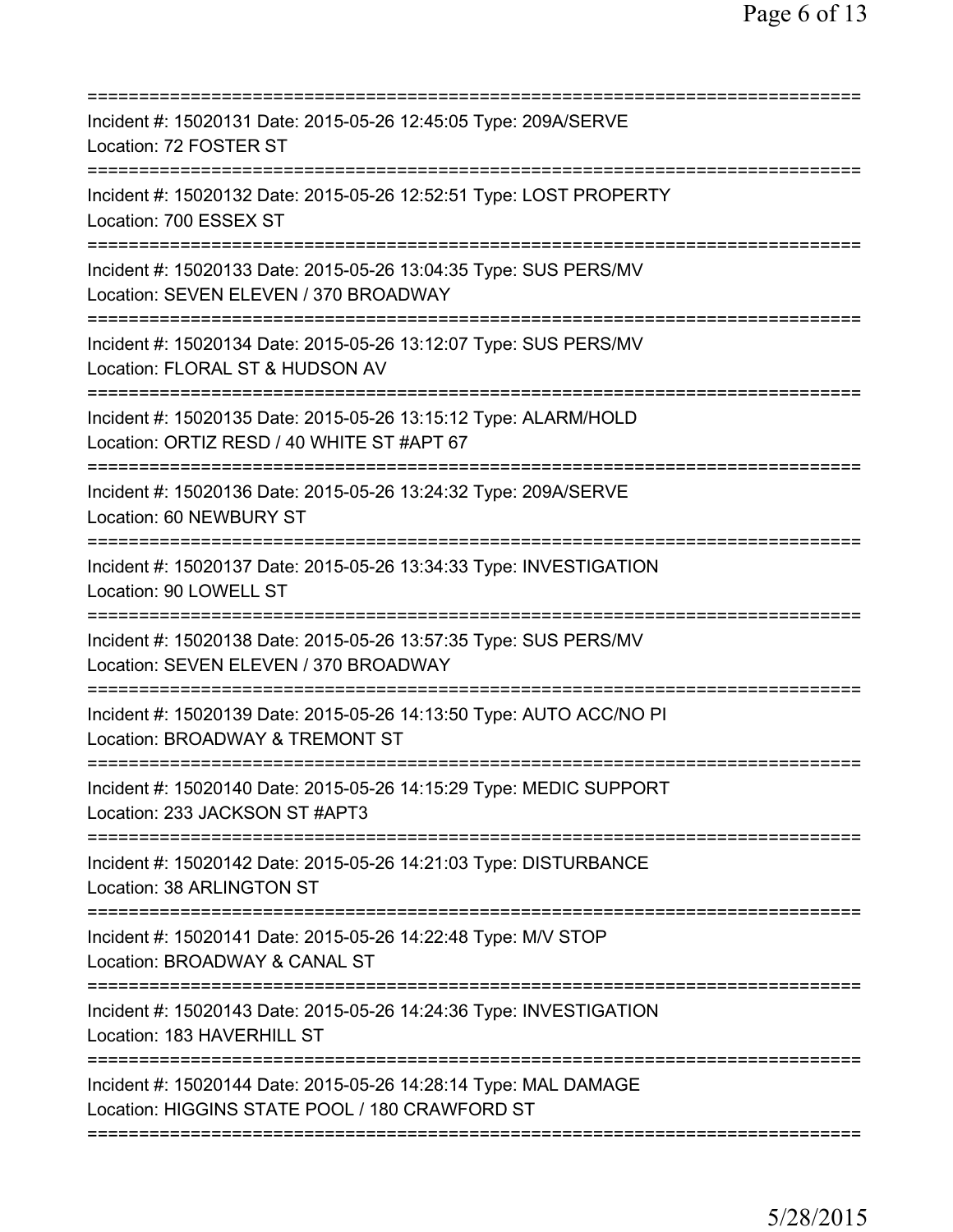===========================================================================

Incident #: 15020131 Date: 2015-05-26 12:45:05 Type: 209A/SERVE
Location: 72 FOSTER ST

===========================================================================

Incident #: 15020132 Date: 2015-05-26 12:52:51 Type: LOST PROPERTY
Location: 700 ESSEX ST

===========================================================================

Incident #: 15020133 Date: 2015-05-26 13:04:35 Type: SUS PERS/MV
Location: SEVEN ELEVEN / 370 BROADWAY

===========================================================================

Incident #: 15020134 Date: 2015-05-26 13:12:07 Type: SUS PERS/MV
Location: FLORAL ST & HUDSON AV

===========================================================================

Incident #: 15020135 Date: 2015-05-26 13:15:12 Type: ALARM/HOLD
Location: ORTIZ RESD / 40 WHITE ST #APT 67

===========================================================================

Incident #: 15020136 Date: 2015-05-26 13:24:32 Type: 209A/SERVE
Location: 60 NEWBURY ST

===========================================================================

Incident #: 15020137 Date: 2015-05-26 13:34:33 Type: INVESTIGATION
Location: 90 LOWELL ST

===========================================================================

Incident #: 15020138 Date: 2015-05-26 13:57:35 Type: SUS PERS/MV
Location: SEVEN ELEVEN / 370 BROADWAY

===========================================================================

Incident #: 15020139 Date: 2015-05-26 14:13:50 Type: AUTO ACC/NO PI
Location: BROADWAY & TREMONT ST

===========================================================================

Incident #: 15020140 Date: 2015-05-26 14:15:29 Type: MEDIC SUPPORT
Location: 233 JACKSON ST #APT3

===========================================================================

Incident #: 15020142 Date: 2015-05-26 14:21:03 Type: DISTURBANCE
Location: 38 ARLINGTON ST

===========================================================================

Incident #: 15020141 Date: 2015-05-26 14:22:48 Type: M/V STOP
Location: BROADWAY & CANAL ST

===========================================================================

Incident #: 15020143 Date: 2015-05-26 14:24:36 Type: INVESTIGATION
Location: 183 HAVERHILL ST

===========================================================================

Incident #: 15020144 Date: 2015-05-26 14:28:14 Type: MAL DAMAGE
Location: HIGGINS STATE POOL / 180 CRAWFORD ST

===========================================================================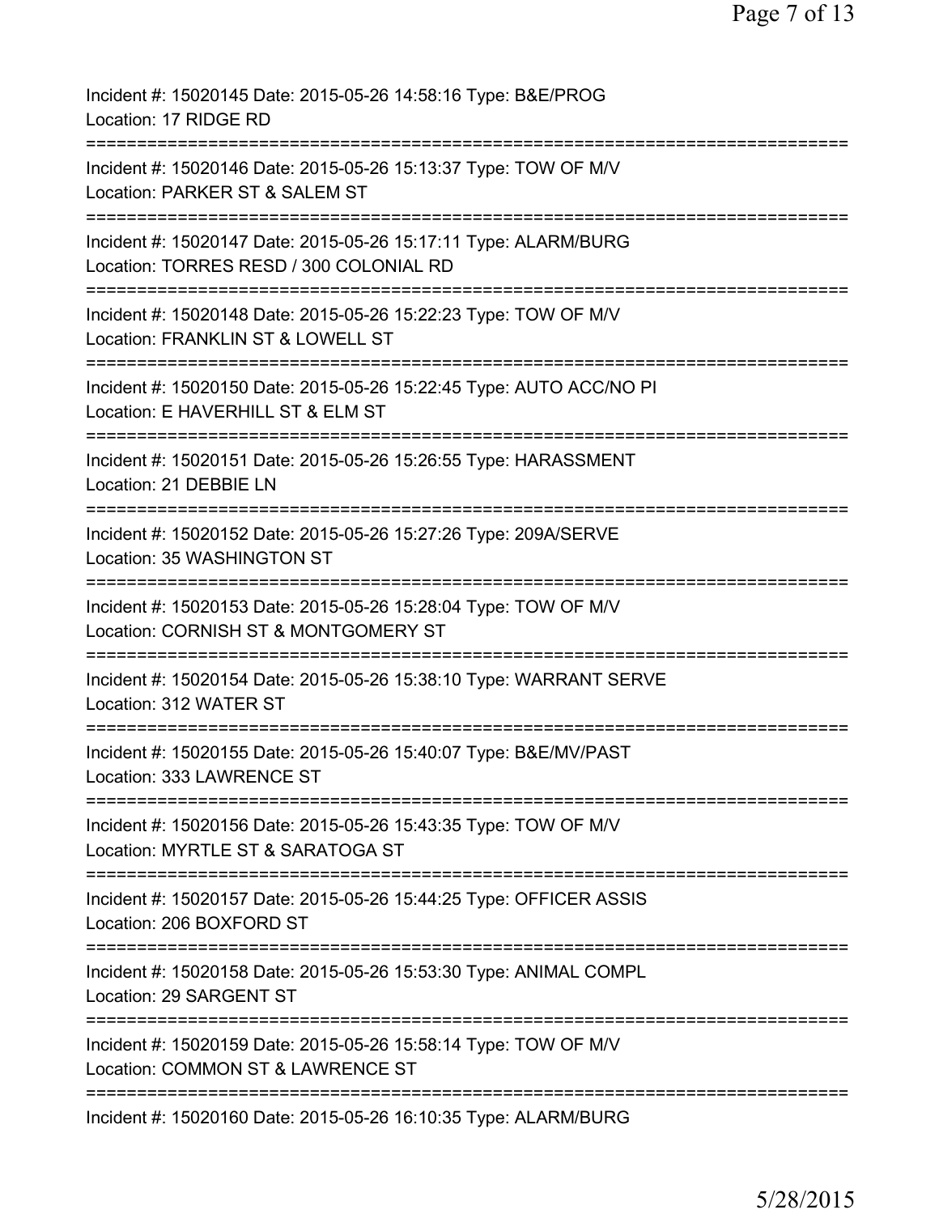Incident #: 15020145 Date: 2015-05-26 14:58:16 Type: B&E/PROG
Location: 17 RIDGE RD

===========================================================================

Incident #: 15020146 Date: 2015-05-26 15:13:37 Type: TOW OF M/V
Location: PARKER ST & SALEM ST

===========================================================================

Incident #: 15020147 Date: 2015-05-26 15:17:11 Type: ALARM/BURG
Location: TORRES RESD / 300 COLONIAL RD

===========================================================================

Incident #: 15020148 Date: 2015-05-26 15:22:23 Type: TOW OF M/V
Location: FRANKLIN ST & LOWELL ST

===========================================================================

Incident #: 15020150 Date: 2015-05-26 15:22:45 Type: AUTO ACC/NO PI
Location: E HAVERHILL ST & ELM ST

===========================================================================

Incident #: 15020151 Date: 2015-05-26 15:26:55 Type: HARASSMENT
Location: 21 DEBBIE LN

===========================================================================

Incident #: 15020152 Date: 2015-05-26 15:27:26 Type: 209A/SERVE
Location: 35 WASHINGTON ST

===========================================================================

Incident #: 15020153 Date: 2015-05-26 15:28:04 Type: TOW OF M/V
Location: CORNISH ST & MONTGOMERY ST

===========================================================================

Incident #: 15020154 Date: 2015-05-26 15:38:10 Type: WARRANT SERVE
Location: 312 WATER ST

===========================================================================

Incident #: 15020155 Date: 2015-05-26 15:40:07 Type: B&E/MV/PAST
Location: 333 LAWRENCE ST

===========================================================================

Incident #: 15020156 Date: 2015-05-26 15:43:35 Type: TOW OF M/V
Location: MYRTLE ST & SARATOGA ST

===========================================================================

Incident #: 15020157 Date: 2015-05-26 15:44:25 Type: OFFICER ASSIS
Location: 206 BOXFORD ST

===========================================================================

Incident #: 15020158 Date: 2015-05-26 15:53:30 Type: ANIMAL COMPL
Location: 29 SARGENT ST

===========================================================================

Incident #: 15020159 Date: 2015-05-26 15:58:14 Type: TOW OF M/V
Location: COMMON ST & LAWRENCE ST

===========================================================================

Incident #: 15020160 Date: 2015-05-26 16:10:35 Type: ALARM/BURG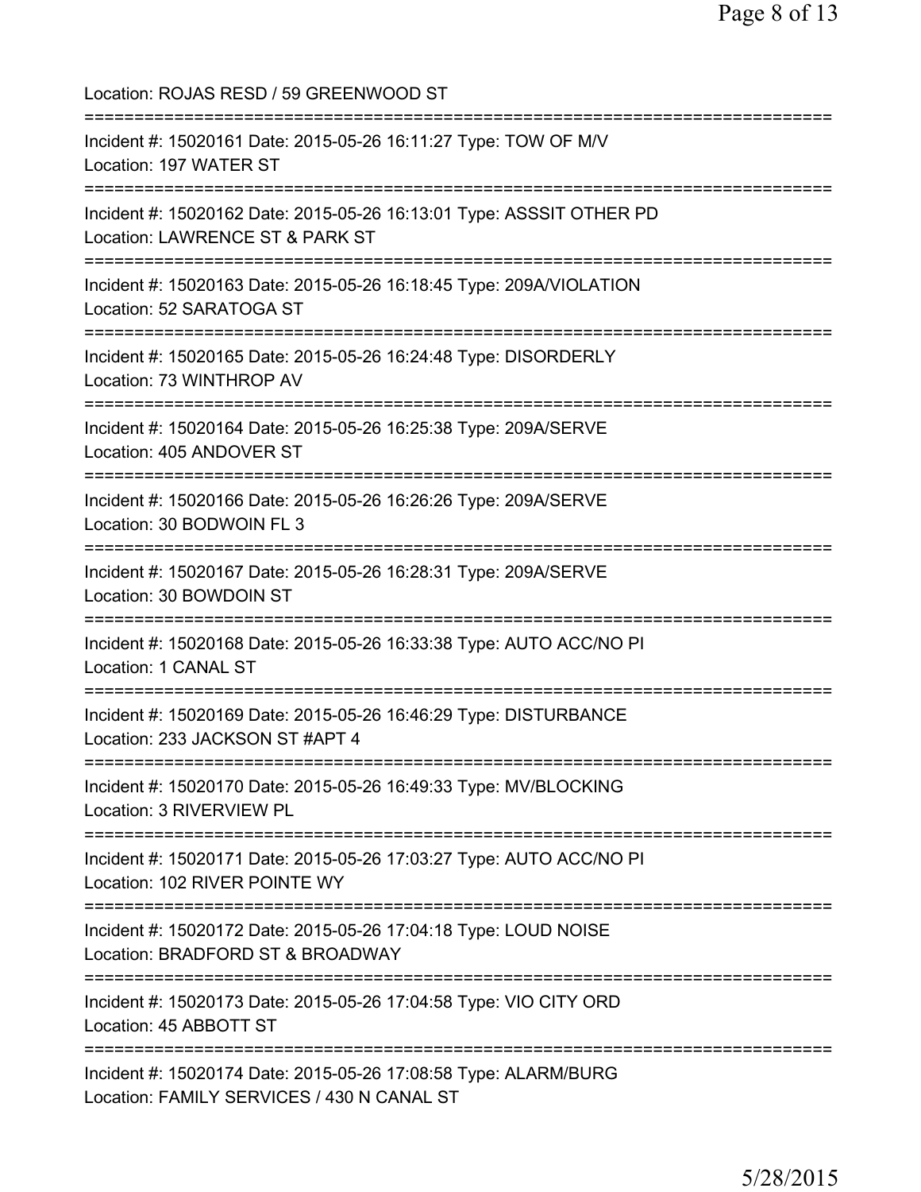Location: ROJAS RESD / 59 GREENWOOD ST

===========================================================================

Incident #: 15020161 Date: 2015-05-26 16:11:27 Type: TOW OF M/V
Location: 197 WATER ST

===========================================================================

Incident #: 15020162 Date: 2015-05-26 16:13:01 Type: ASSSIT OTHER PD
Location: LAWRENCE ST & PARK ST

===========================================================================

Incident #: 15020163 Date: 2015-05-26 16:18:45 Type: 209A/VIOLATION
Location: 52 SARATOGA ST

===========================================================================

Incident #: 15020165 Date: 2015-05-26 16:24:48 Type: DISORDERLY
Location: 73 WINTHROP AV

===========================================================================

Incident #: 15020164 Date: 2015-05-26 16:25:38 Type: 209A/SERVE
Location: 405 ANDOVER ST

===========================================================================

Incident #: 15020166 Date: 2015-05-26 16:26:26 Type: 209A/SERVE
Location: 30 BODWOIN FL 3

===========================================================================

Incident #: 15020167 Date: 2015-05-26 16:28:31 Type: 209A/SERVE
Location: 30 BOWDOIN ST

===========================================================================

Incident #: 15020168 Date: 2015-05-26 16:33:38 Type: AUTO ACC/NO PI
Location: 1 CANAL ST

===========================================================================

Incident #: 15020169 Date: 2015-05-26 16:46:29 Type: DISTURBANCE
Location: 233 JACKSON ST #APT 4

===========================================================================

Incident #: 15020170 Date: 2015-05-26 16:49:33 Type: MV/BLOCKING
Location: 3 RIVERVIEW PL

===========================================================================

Incident #: 15020171 Date: 2015-05-26 17:03:27 Type: AUTO ACC/NO PI
Location: 102 RIVER POINTE WY

===========================================================================

Incident #: 15020172 Date: 2015-05-26 17:04:18 Type: LOUD NOISE
Location: BRADFORD ST & BROADWAY

===========================================================================

Incident #: 15020173 Date: 2015-05-26 17:04:58 Type: VIO CITY ORD
Location: 45 ABBOTT ST

===========================================================================

Incident #: 15020174 Date: 2015-05-26 17:08:58 Type: ALARM/BURG
Location: FAMILY SERVICES / 430 N CANAL ST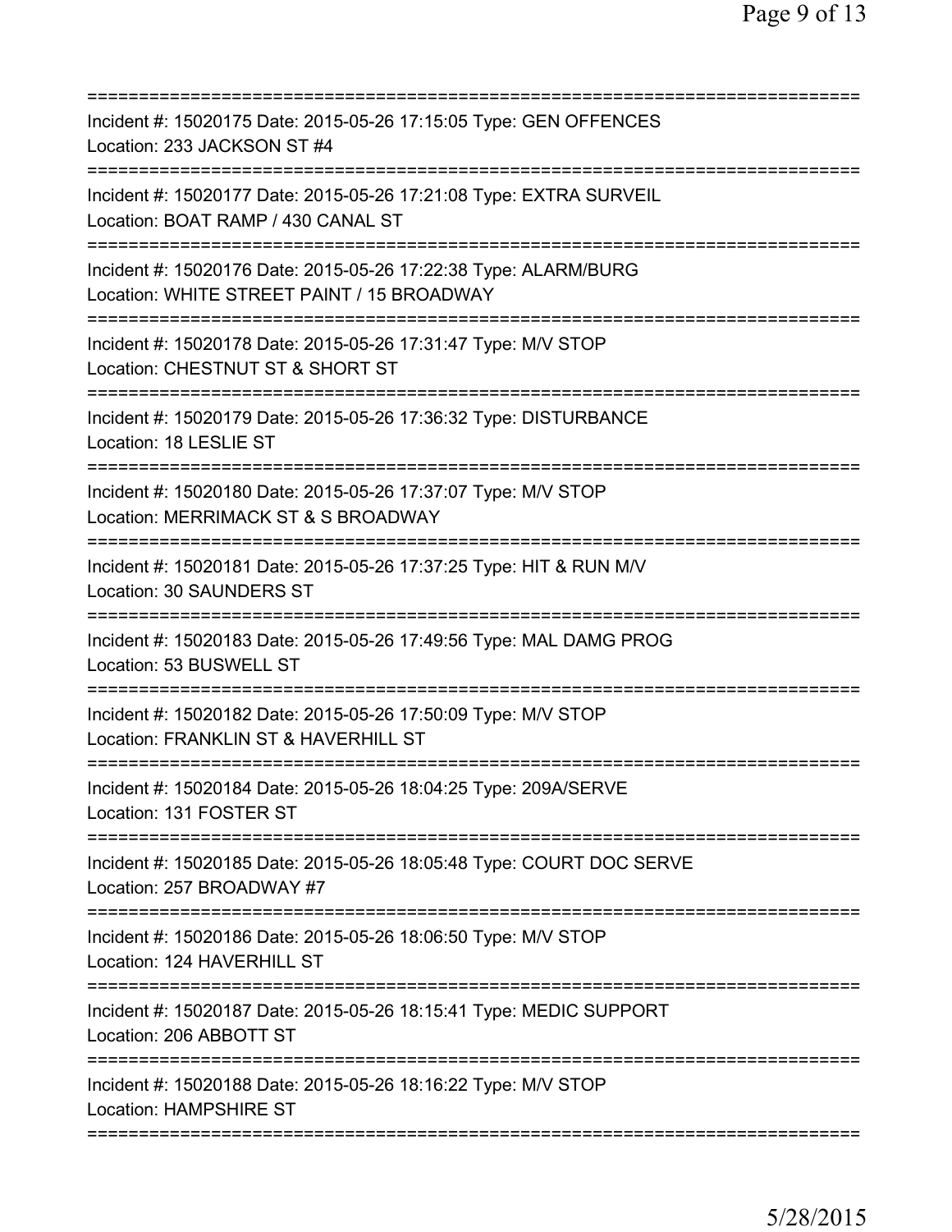===========================================================================
Incident #: 15020175 Date: 2015-05-26 17:15:05 Type: GEN OFFENCES
Location: 233 JACKSON ST #4
===========================================================================
Incident #: 15020177 Date: 2015-05-26 17:21:08 Type: EXTRA SURVEIL
Location: BOAT RAMP / 430 CANAL ST
===========================================================================
Incident #: 15020176 Date: 2015-05-26 17:22:38 Type: ALARM/BURG
Location: WHITE STREET PAINT / 15 BROADWAY
===========================================================================
Incident #: 15020178 Date: 2015-05-26 17:31:47 Type: M/V STOP
Location: CHESTNUT ST & SHORT ST
===========================================================================
Incident #: 15020179 Date: 2015-05-26 17:36:32 Type: DISTURBANCE
Location: 18 LESLIE ST
===========================================================================
Incident #: 15020180 Date: 2015-05-26 17:37:07 Type: M/V STOP
Location: MERRIMACK ST & S BROADWAY
===========================================================================
Incident #: 15020181 Date: 2015-05-26 17:37:25 Type: HIT & RUN M/V
Location: 30 SAUNDERS ST
===========================================================================
Incident #: 15020183 Date: 2015-05-26 17:49:56 Type: MAL DAMG PROG
Location: 53 BUSWELL ST
===========================================================================
Incident #: 15020182 Date: 2015-05-26 17:50:09 Type: M/V STOP
Location: FRANKLIN ST & HAVERHILL ST
===========================================================================
Incident #: 15020184 Date: 2015-05-26 18:04:25 Type: 209A/SERVE
Location: 131 FOSTER ST
===========================================================================
Incident #: 15020185 Date: 2015-05-26 18:05:48 Type: COURT DOC SERVE
Location: 257 BROADWAY #7
===========================================================================
Incident #: 15020186 Date: 2015-05-26 18:06:50 Type: M/V STOP
Location: 124 HAVERHILL ST
===========================================================================
Incident #: 15020187 Date: 2015-05-26 18:15:41 Type: MEDIC SUPPORT
Location: 206 ABBOTT ST
===========================================================================
Incident #: 15020188 Date: 2015-05-26 18:16:22 Type: M/V STOP
Location: HAMPSHIRE ST
===========================================================================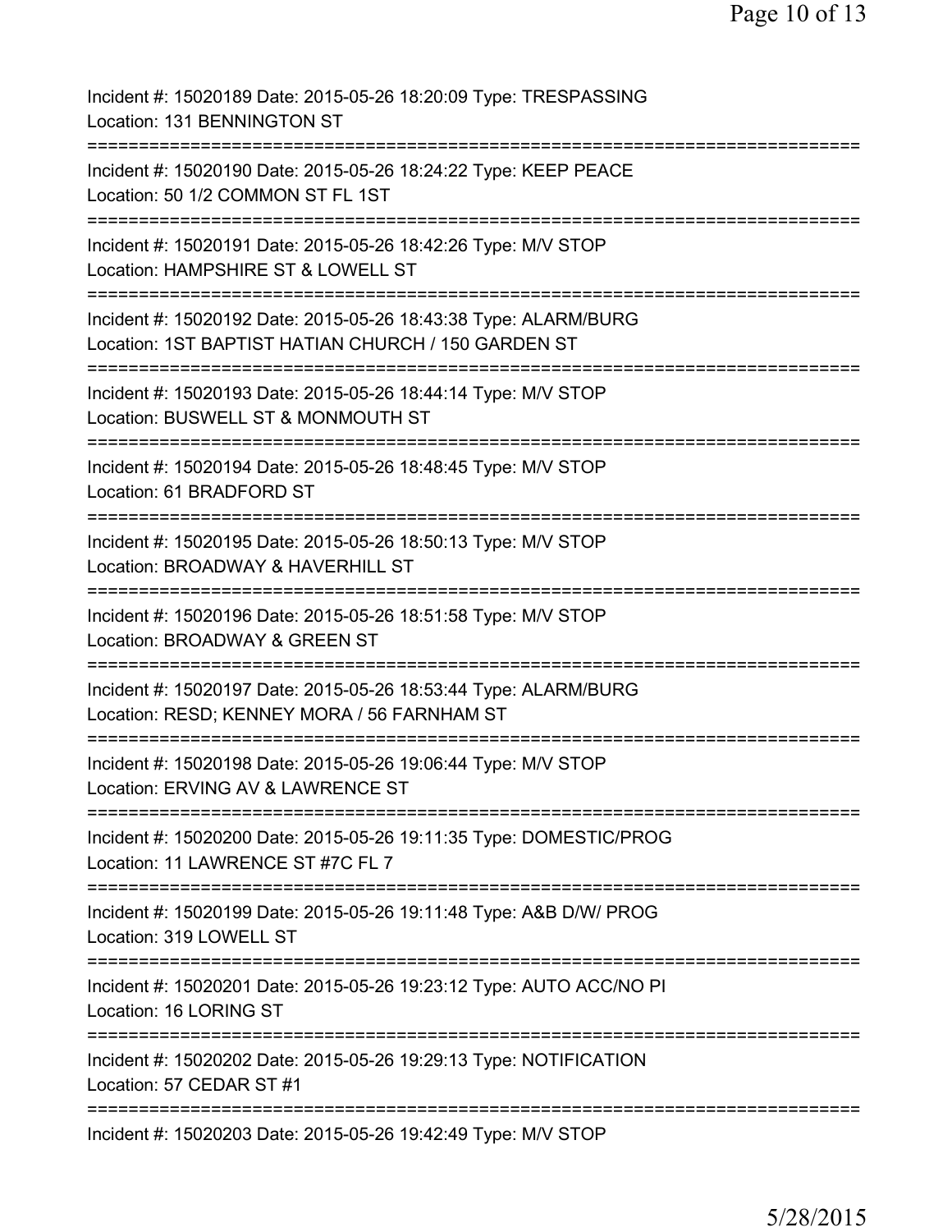Incident #: 15020189 Date: 2015-05-26 18:20:09 Type: TRESPASSING
Location: 131 BENNINGTON ST
===========================================================================
Incident #: 15020190 Date: 2015-05-26 18:24:22 Type: KEEP PEACE
Location: 50 1/2 COMMON ST FL 1ST
===========================================================================
Incident #: 15020191 Date: 2015-05-26 18:42:26 Type: M/V STOP
Location: HAMPSHIRE ST & LOWELL ST
===========================================================================
Incident #: 15020192 Date: 2015-05-26 18:43:38 Type: ALARM/BURG
Location: 1ST BAPTIST HATIAN CHURCH / 150 GARDEN ST
===========================================================================
Incident #: 15020193 Date: 2015-05-26 18:44:14 Type: M/V STOP
Location: BUSWELL ST & MONMOUTH ST
===========================================================================
Incident #: 15020194 Date: 2015-05-26 18:48:45 Type: M/V STOP
Location: 61 BRADFORD ST
===========================================================================
Incident #: 15020195 Date: 2015-05-26 18:50:13 Type: M/V STOP
Location: BROADWAY & HAVERHILL ST
===========================================================================
Incident #: 15020196 Date: 2015-05-26 18:51:58 Type: M/V STOP
Location: BROADWAY & GREEN ST
===========================================================================
Incident #: 15020197 Date: 2015-05-26 18:53:44 Type: ALARM/BURG
Location: RESD; KENNEY MORA / 56 FARNHAM ST
===========================================================================
Incident #: 15020198 Date: 2015-05-26 19:06:44 Type: M/V STOP
Location: ERVING AV & LAWRENCE ST
===========================================================================
Incident #: 15020200 Date: 2015-05-26 19:11:35 Type: DOMESTIC/PROG
Location: 11 LAWRENCE ST #7C FL 7
===========================================================================
Incident #: 15020199 Date: 2015-05-26 19:11:48 Type: A&B D/W/ PROG
Location: 319 LOWELL ST
===========================================================================
Incident #: 15020201 Date: 2015-05-26 19:23:12 Type: AUTO ACC/NO PI
Location: 16 LORING ST
===========================================================================
Incident #: 15020202 Date: 2015-05-26 19:29:13 Type: NOTIFICATION
Location: 57 CEDAR ST #1
===========================================================================
Incident #: 15020203 Date: 2015-05-26 19:42:49 Type: M/V STOP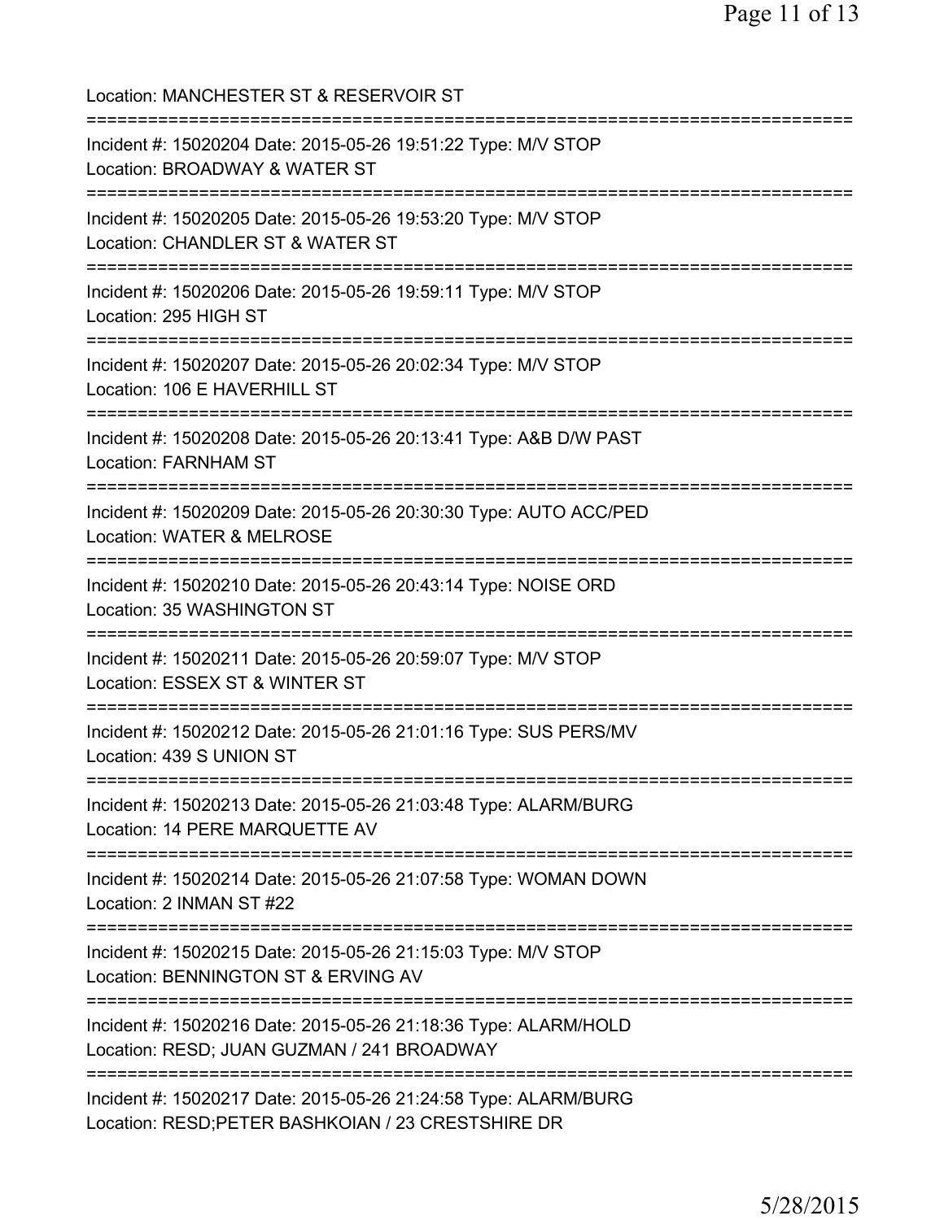Location: MANCHESTER ST & RESERVOIR ST

===========================================================================

Incident #: 15020204 Date: 2015-05-26 19:51:22 Type: M/V STOP
Location: BROADWAY & WATER ST

===========================================================================

Incident #: 15020205 Date: 2015-05-26 19:53:20 Type: M/V STOP
Location: CHANDLER ST & WATER ST

===========================================================================

Incident #: 15020206 Date: 2015-05-26 19:59:11 Type: M/V STOP
Location: 295 HIGH ST

===========================================================================

Incident #: 15020207 Date: 2015-05-26 20:02:34 Type: M/V STOP
Location: 106 E HAVERHILL ST

===========================================================================

Incident #: 15020208 Date: 2015-05-26 20:13:41 Type: A&B D/W PAST
Location: FARNHAM ST

===========================================================================

Incident #: 15020209 Date: 2015-05-26 20:30:30 Type: AUTO ACC/PED
Location: WATER & MELROSE

===========================================================================

Incident #: 15020210 Date: 2015-05-26 20:43:14 Type: NOISE ORD
Location: 35 WASHINGTON ST

===========================================================================

Incident #: 15020211 Date: 2015-05-26 20:59:07 Type: M/V STOP
Location: ESSEX ST & WINTER ST

===========================================================================

Incident #: 15020212 Date: 2015-05-26 21:01:16 Type: SUS PERS/MV
Location: 439 S UNION ST

===========================================================================

Incident #: 15020213 Date: 2015-05-26 21:03:48 Type: ALARM/BURG
Location: 14 PERE MARQUETTE AV

===========================================================================

Incident #: 15020214 Date: 2015-05-26 21:07:58 Type: WOMAN DOWN
Location: 2 INMAN ST #22

===========================================================================

Incident #: 15020215 Date: 2015-05-26 21:15:03 Type: M/V STOP
Location: BENNINGTON ST & ERVING AV

===========================================================================

Incident #: 15020216 Date: 2015-05-26 21:18:36 Type: ALARM/HOLD
Location: RESD; JUAN GUZMAN / 241 BROADWAY

===========================================================================

Incident #: 15020217 Date: 2015-05-26 21:24:58 Type: ALARM/BURG
Location: RESD;PETER BASHKOIAN / 23 CRESTSHIRE DR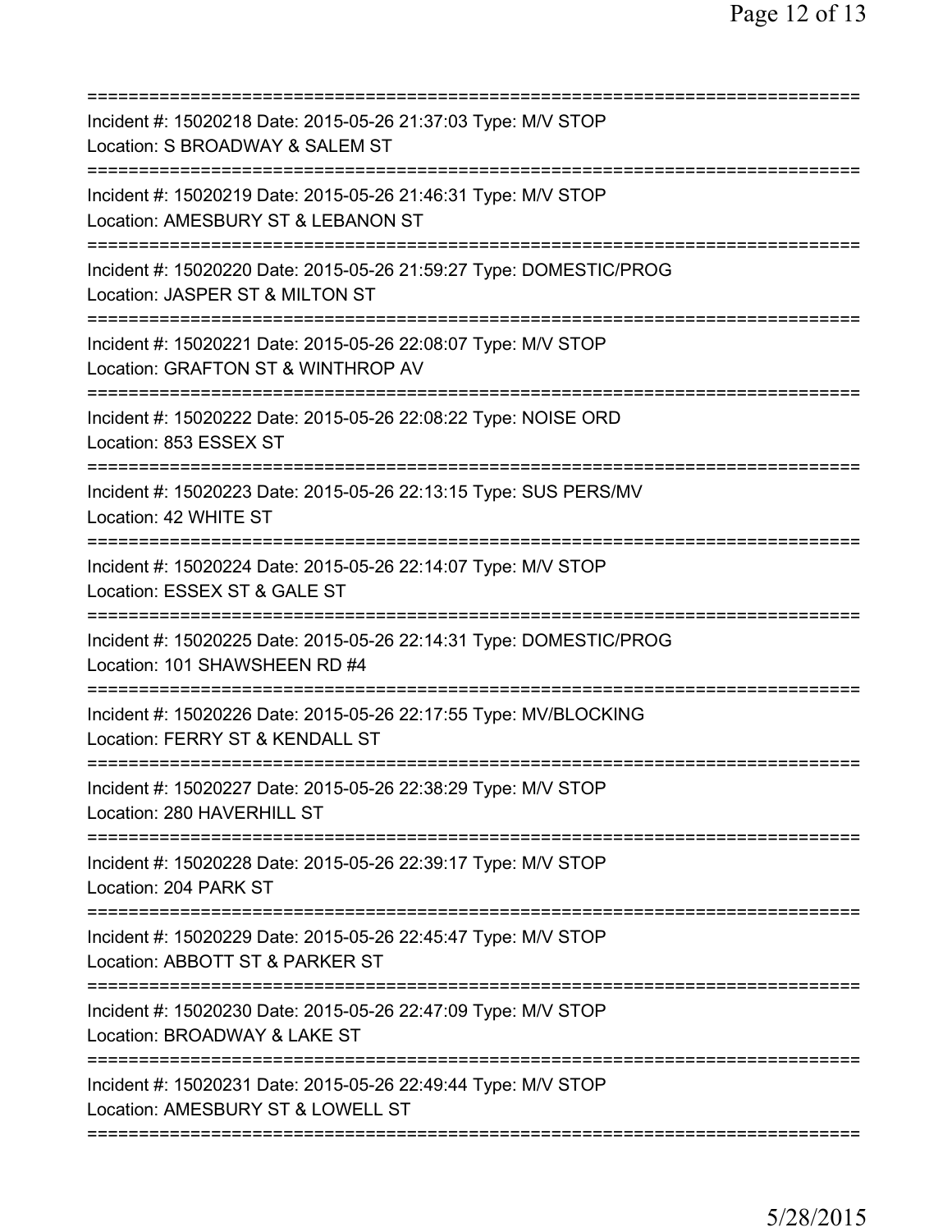Incident #: 15020218 Date: 2015-05-26 21:37:03 Type: M/V STOP
Location: S BROADWAY & SALEM ST

---

Incident #: 15020219 Date: 2015-05-26 21:46:31 Type: M/V STOP
Location: AMESBURY ST & LEBANON ST

---

Incident #: 15020220 Date: 2015-05-26 21:59:27 Type: DOMESTIC/PROG
Location: JASPER ST & MILTON ST

---

Incident #: 15020221 Date: 2015-05-26 22:08:07 Type: M/V STOP
Location: GRAFTON ST & WINTHROP AV

---

Incident #: 15020222 Date: 2015-05-26 22:08:22 Type: NOISE ORD
Location: 853 ESSEX ST

---

Incident #: 15020223 Date: 2015-05-26 22:13:15 Type: SUS PERS/MV
Location: 42 WHITE ST

---

Incident #: 15020224 Date: 2015-05-26 22:14:07 Type: M/V STOP
Location: ESSEX ST & GALE ST

---

Incident #: 15020225 Date: 2015-05-26 22:14:31 Type: DOMESTIC/PROG
Location: 101 SHAWSHEEN RD #4

---

Incident #: 15020226 Date: 2015-05-26 22:17:55 Type: MV/BLOCKING
Location: FERRY ST & KENDALL ST

---

Incident #: 15020227 Date: 2015-05-26 22:38:29 Type: M/V STOP
Location: 280 HAVERHILL ST

---

Incident #: 15020228 Date: 2015-05-26 22:39:17 Type: M/V STOP
Location: 204 PARK ST

---

Incident #: 15020229 Date: 2015-05-26 22:45:47 Type: M/V STOP
Location: ABBOTT ST & PARKER ST

---

Incident #: 15020230 Date: 2015-05-26 22:47:09 Type: M/V STOP
Location: BROADWAY & LAKE ST

---

Incident #: 15020231 Date: 2015-05-26 22:49:44 Type: M/V STOP
Location: AMESBURY ST & LOWELL ST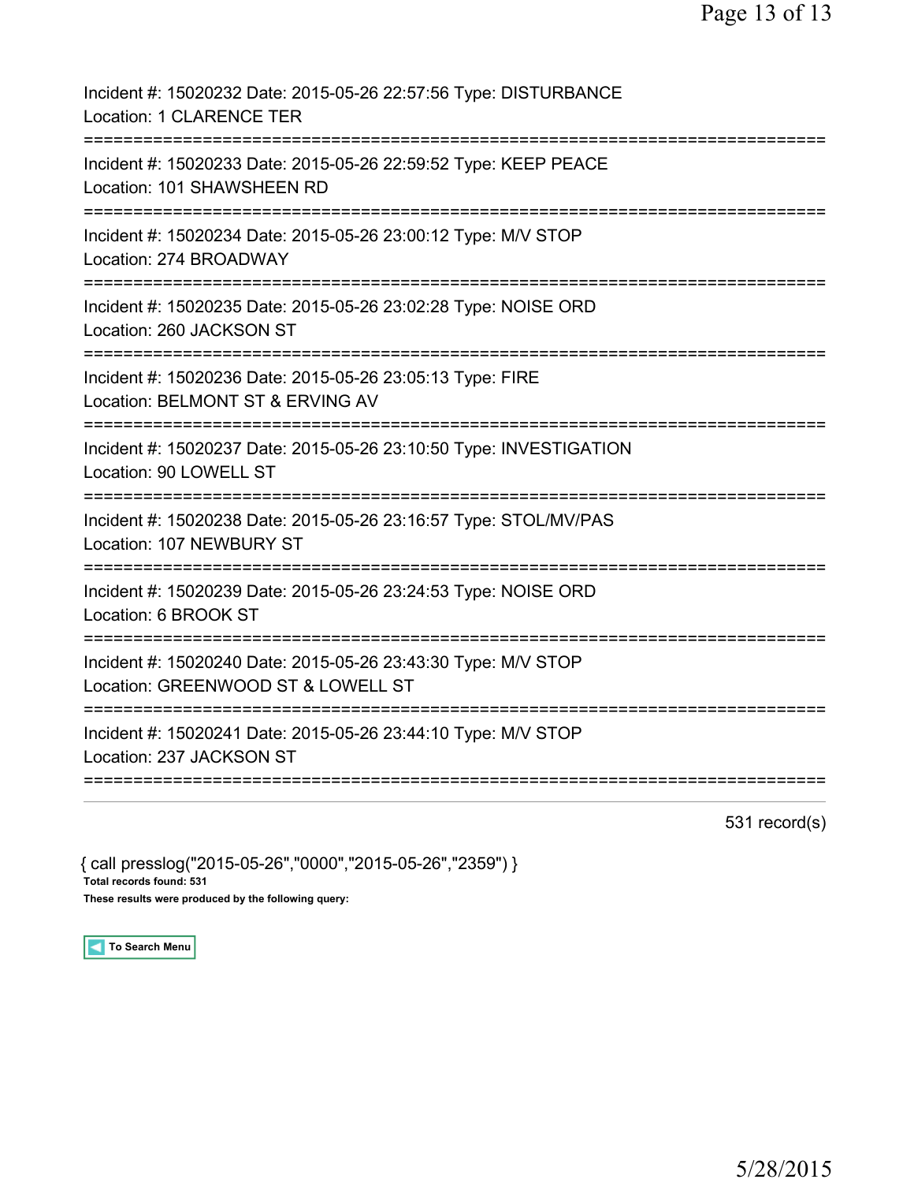Incident #: 15020232 Date: 2015-05-26 22:57:56 Type: DISTURBANCE
Location: 1 CLARENCE TER

===========================================================================

Incident #: 15020233 Date: 2015-05-26 22:59:52 Type: KEEP PEACE
Location: 101 SHAWSHEEN RD

===========================================================================

Incident #: 15020234 Date: 2015-05-26 23:00:12 Type: M/V STOP
Location: 274 BROADWAY

===========================================================================

Incident #: 15020235 Date: 2015-05-26 23:02:28 Type: NOISE ORD
Location: 260 JACKSON ST

===========================================================================

Incident #: 15020236 Date: 2015-05-26 23:05:13 Type: FIRE
Location: BELMONT ST & ERVING AV

===========================================================================

Incident #: 15020237 Date: 2015-05-26 23:10:50 Type: INVESTIGATION
Location: 90 LOWELL ST

===========================================================================

Incident #: 15020238 Date: 2015-05-26 23:16:57 Type: STOL/MV/PAS
Location: 107 NEWBURY ST

===========================================================================

Incident #: 15020239 Date: 2015-05-26 23:24:53 Type: NOISE ORD
Location: 6 BROOK ST

===========================================================================

Incident #: 15020240 Date: 2015-05-26 23:43:30 Type: M/V STOP
Location: GREENWOOD ST & LOWELL ST

===========================================================================

Incident #: 15020241 Date: 2015-05-26 23:44:10 Type: M/V STOP
Location: 237 JACKSON ST

===========================================================================

531 record(s)

{ call presslog("2015-05-26","0000","2015-05-26","2359") }

**Total records found: 531**

**These results were produced by the following query:**

To Search Menu